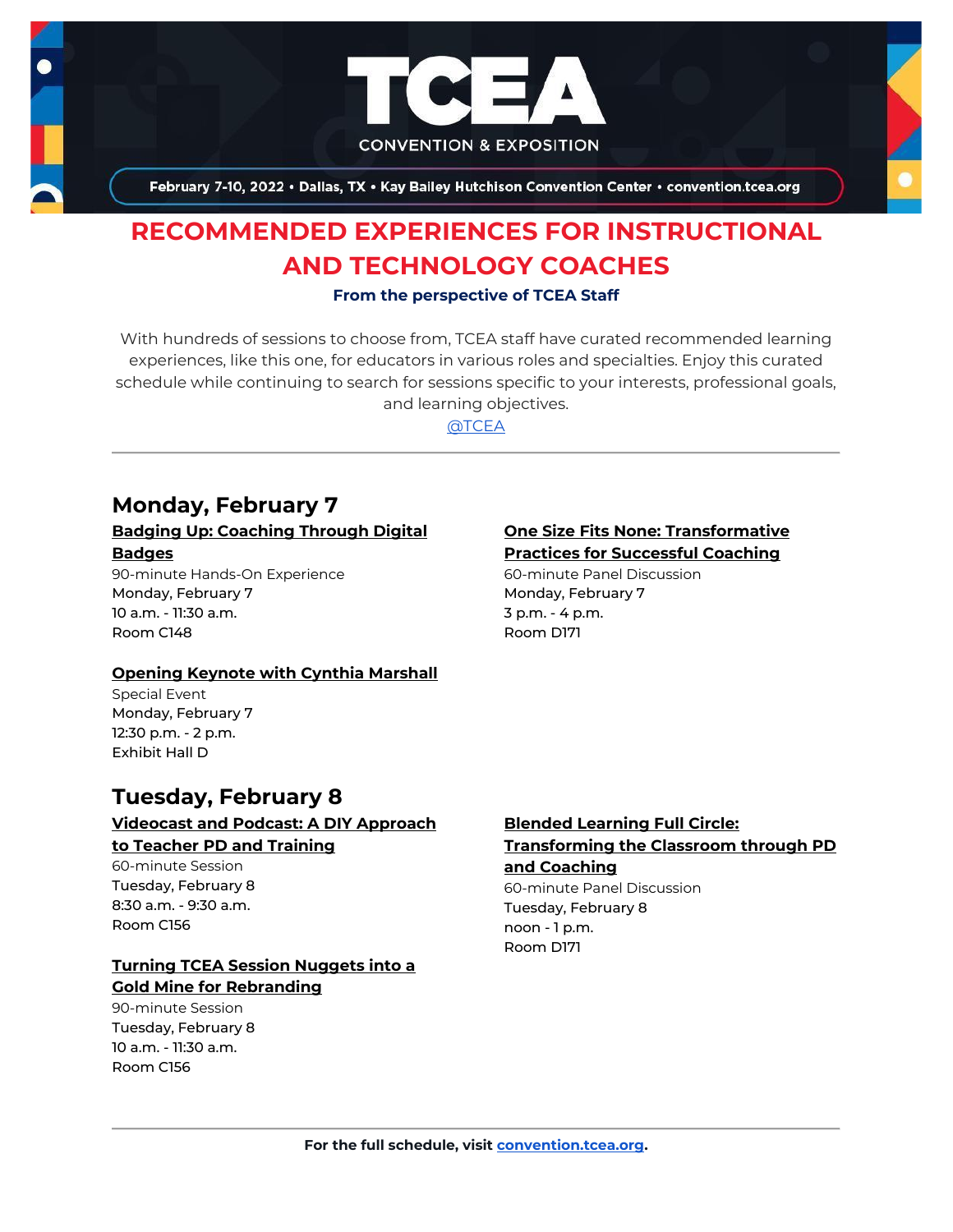# TCEA

CONVENTION & EXPOSITION

February 7-10, 2022 • Dallas, TX • Kay Bailey Hutchison Convention Center • convention.tcea.org

## RECOMMENDED EXPERIENCES FOR INSTRUCTIONAL AND TECHNOLOGY COACHES

**From the perspective of TCEA Staff**

With hundreds of sessions to choose from, TCEA staff have curated recommended learning experiences, like this one, for educators in various roles and specialties. Enjoy this curated schedule while continuing to search for sessions specific to your interests, professional goals, and learning objectives.

@TCEA

---

## Monday, February 7

**Badging Up: Coaching Through Digital Badges**
90-minute Hands-On Experience
Monday, February 7
10 a.m. - 11:30 a.m.
Room C148

**Opening Keynote with Cynthia Marshall**
Special Event
Monday, February 7
12:30 p.m. - 2 p.m.
Exhibit Hall D

**One Size Fits None: Transformative Practices for Successful Coaching**
60-minute Panel Discussion
Monday, February 7
3 p.m. - 4 p.m.
Room D171

## Tuesday, February 8

**Videocast and Podcast: A DIY Approach to Teacher PD and Training**
60-minute Session
Tuesday, February 8
8:30 a.m. - 9:30 a.m.
Room C156

**Turning TCEA Session Nuggets into a Gold Mine for Rebranding**
90-minute Session
Tuesday, February 8
10 a.m. - 11:30 a.m.
Room C156

**Blended Learning Full Circle: Transforming the Classroom through PD and Coaching**
60-minute Panel Discussion
Tuesday, February 8
noon - 1 p.m.
Room D171

---

**For the full schedule, visit convention.tcea.org.**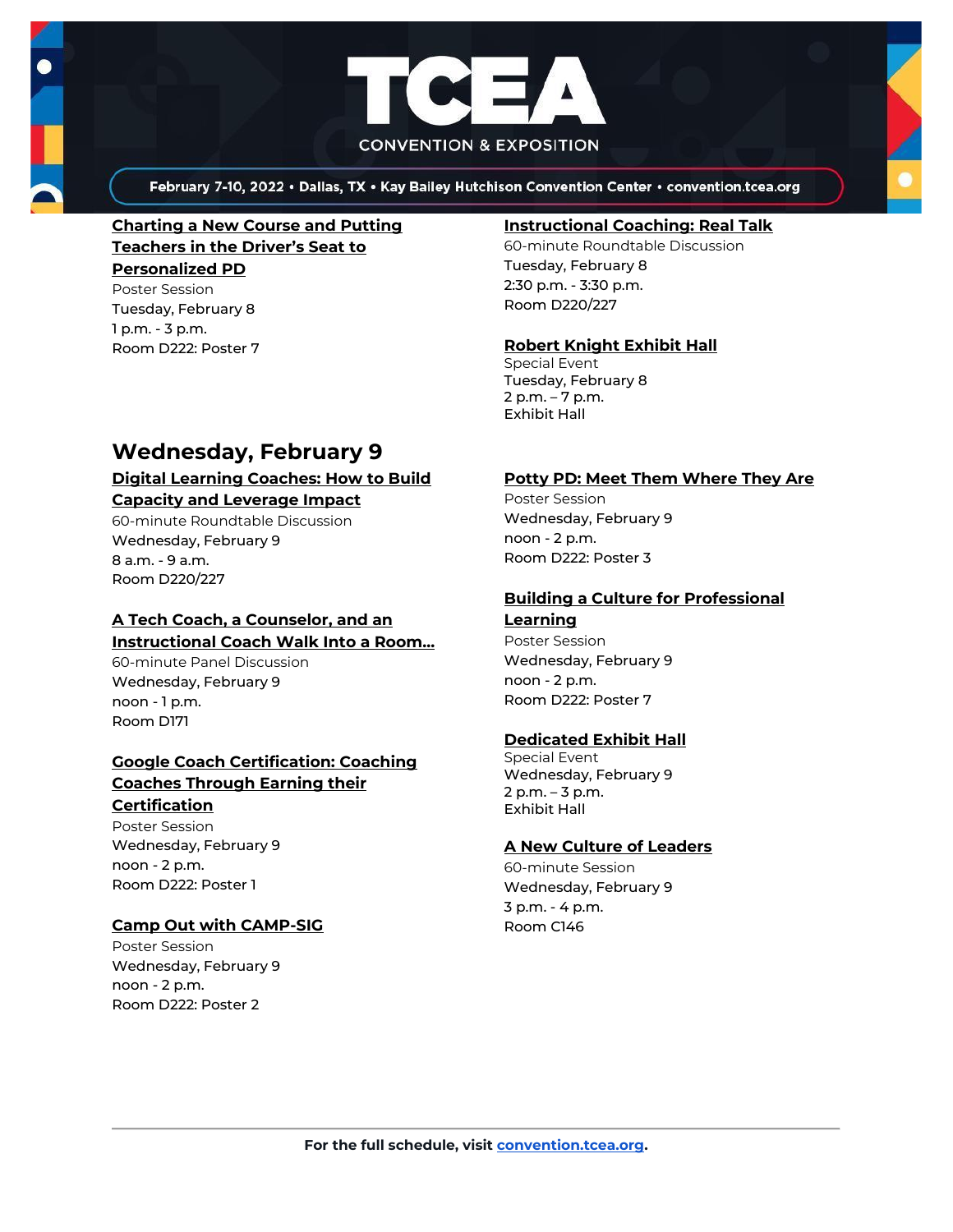**Charting a New Course and Putting Teachers in the Driver's Seat to Personalized PD**
Poster Session
Tuesday, February 8
1 p.m. - 3 p.m.
Room D222: Poster 7

**Instructional Coaching: Real Talk**
60-minute Roundtable Discussion
Tuesday, February 8
2:30 p.m. - 3:30 p.m.
Room D220/227

**Robert Knight Exhibit Hall**
Special Event
Tuesday, February 8
2 p.m. – 7 p.m.
Exhibit Hall

## Wednesday, February 9

**Digital Learning Coaches: How to Build Capacity and Leverage Impact**
60-minute Roundtable Discussion
Wednesday, February 9
8 a.m. - 9 a.m.
Room D220/227

**A Tech Coach, a Counselor, and an Instructional Coach Walk Into a Room…**
60-minute Panel Discussion
Wednesday, February 9
noon - 1 p.m.
Room D171

**Google Coach Certification: Coaching Coaches Through Earning their Certification**
Poster Session
Wednesday, February 9
noon - 2 p.m.
Room D222: Poster 1

**Camp Out with CAMP-SIG**
Poster Session
Wednesday, February 9
noon - 2 p.m.
Room D222: Poster 2

**Potty PD: Meet Them Where They Are**
Poster Session
Wednesday, February 9
noon - 2 p.m.
Room D222: Poster 3

**Building a Culture for Professional Learning**
Poster Session
Wednesday, February 9
noon - 2 p.m.
Room D222: Poster 7

**Dedicated Exhibit Hall**
Special Event
Wednesday, February 9
2 p.m. – 3 p.m.
Exhibit Hall

**A New Culture of Leaders**
60-minute Session
Wednesday, February 9
3 p.m. - 4 p.m.
Room C146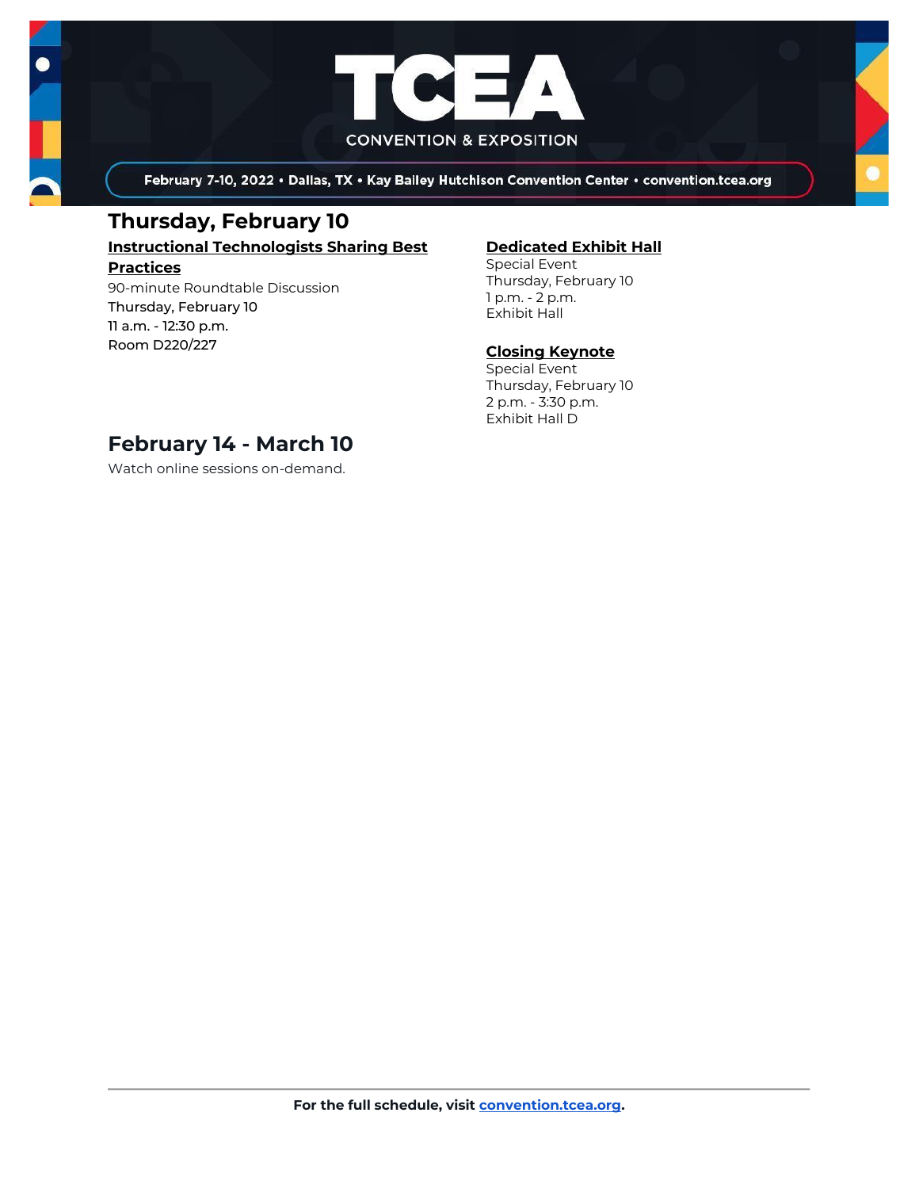# TCEA CONVENTION & EXPOSITION

February 7-10, 2022 • Dallas, TX • Kay Bailey Hutchison Convention Center • convention.tcea.org

## Thursday, February 10

**Instructional Technologists Sharing Best Practices**
90-minute Roundtable Discussion
Thursday, February 10
11 a.m. - 12:30 p.m.
Room D220/227

**Dedicated Exhibit Hall**
Special Event
Thursday, February 10
1 p.m. - 2 p.m.
Exhibit Hall

**Closing Keynote**
Special Event
Thursday, February 10
2 p.m. - 3:30 p.m.
Exhibit Hall D

## February 14 - March 10

Watch online sessions on-demand.

**For the full schedule, visit convention.tcea.org.**